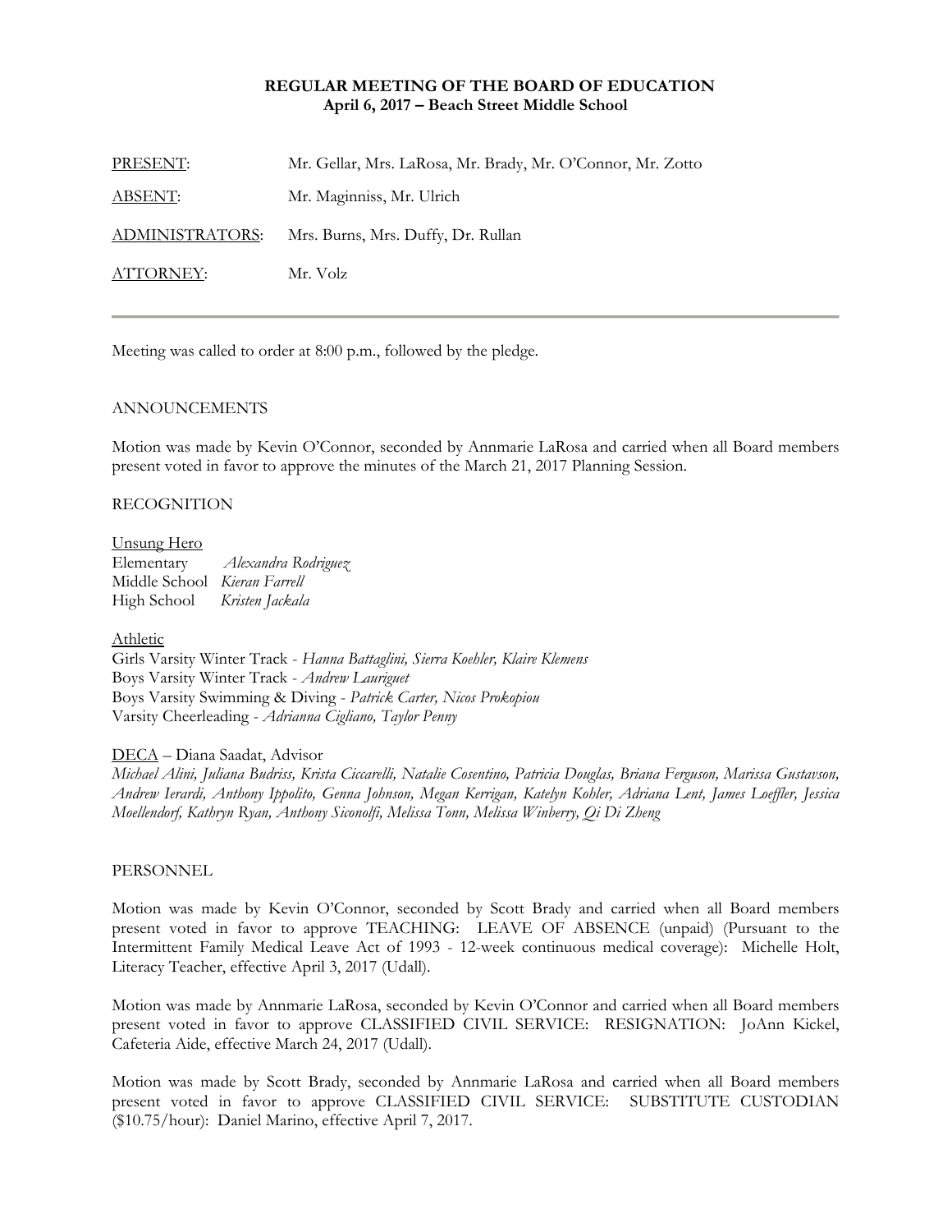**REGULAR MEETING OF THE BOARD OF EDUCATION**
**April 6, 2017 – Beach Street Middle School**

| | |
|---|---|
| PRESENT: | Mr. Gellar, Mrs. LaRosa, Mr. Brady, Mr. O'Connor, Mr. Zotto |
| ABSENT: | Mr. Maginniss, Mr. Ulrich |
| ADMINISTRATORS: | Mrs. Burns, Mrs. Duffy, Dr. Rullan |
| ATTORNEY: | Mr. Volz |

---

Meeting was called to order at 8:00 p.m., followed by the pledge.

ANNOUNCEMENTS

Motion was made by Kevin O'Connor, seconded by Annmarie LaRosa and carried when all Board members present voted in favor to approve the minutes of the March 21, 2017 Planning Session.

RECOGNITION

Unsung Hero
Elementary *Alexandra Rodriguez*
Middle School *Kieran Farrell*
High School *Kristen Jackala*

Athletic
Girls Varsity Winter Track - *Hanna Battaglini, Sierra Koehler, Klaire Klemens*
Boys Varsity Winter Track - *Andrew Lauriguet*
Boys Varsity Swimming & Diving - *Patrick Carter, Nicos Prokopiou*
Varsity Cheerleading - *Adrianna Cigliano, Taylor Penny*

DECA – Diana Saadat, Advisor
*Michael Alini, Juliana Budriss, Krista Ciccarelli, Natalie Cosentino, Patricia Douglas, Briana Ferguson, Marissa Gustavson, Andrew Ierardi, Anthony Ippolito, Genna Johnson, Megan Kerrigan, Katelyn Kohler, Adriana Lent, James Loeffler, Jessica Moellendorf, Kathryn Ryan, Anthony Siconolfi, Melissa Tonn, Melissa Winberry, Qi Di Zheng*

PERSONNEL

Motion was made by Kevin O'Connor, seconded by Scott Brady and carried when all Board members present voted in favor to approve TEACHING: LEAVE OF ABSENCE (unpaid) (Pursuant to the Intermittent Family Medical Leave Act of 1993 - 12-week continuous medical coverage): Michelle Holt, Literacy Teacher, effective April 3, 2017 (Udall).

Motion was made by Annmarie LaRosa, seconded by Kevin O'Connor and carried when all Board members present voted in favor to approve CLASSIFIED CIVIL SERVICE: RESIGNATION: JoAnn Kickel, Cafeteria Aide, effective March 24, 2017 (Udall).

Motion was made by Scott Brady, seconded by Annmarie LaRosa and carried when all Board members present voted in favor to approve CLASSIFIED CIVIL SERVICE: SUBSTITUTE CUSTODIAN ($10.75/hour): Daniel Marino, effective April 7, 2017.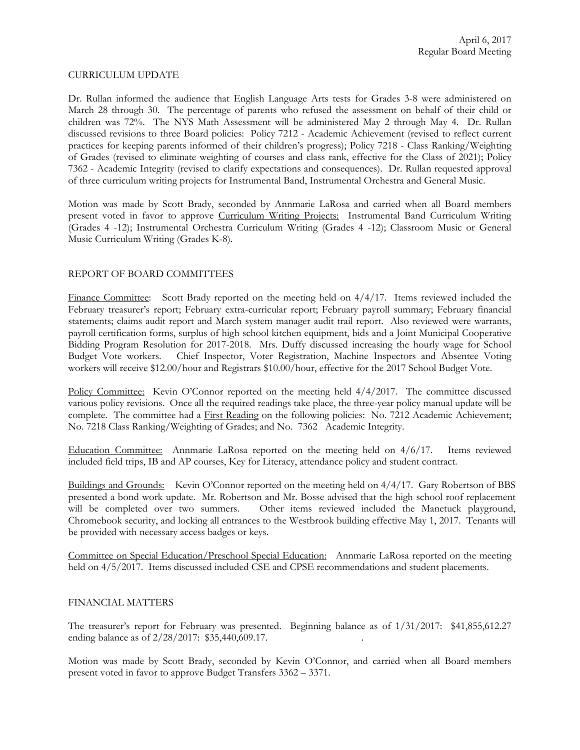CURRICULUM UPDATE

Dr. Rullan informed the audience that English Language Arts tests for Grades 3-8 were administered on March 28 through 30. The percentage of parents who refused the assessment on behalf of their child or children was 72%. The NYS Math Assessment will be administered May 2 through May 4. Dr. Rullan discussed revisions to three Board policies: Policy 7212 - Academic Achievement (revised to reflect current practices for keeping parents informed of their children's progress); Policy 7218 - Class Ranking/Weighting of Grades (revised to eliminate weighting of courses and class rank, effective for the Class of 2021); Policy 7362 - Academic Integrity (revised to clarify expectations and consequences). Dr. Rullan requested approval of three curriculum writing projects for Instrumental Band, Instrumental Orchestra and General Music.

Motion was made by Scott Brady, seconded by Annmarie LaRosa and carried when all Board members present voted in favor to approve Curriculum Writing Projects: Instrumental Band Curriculum Writing (Grades 4 -12); Instrumental Orchestra Curriculum Writing (Grades 4 -12); Classroom Music or General Music Curriculum Writing (Grades K-8).

REPORT OF BOARD COMMITTEES

Finance Committee: Scott Brady reported on the meeting held on 4/4/17. Items reviewed included the February treasurer's report; February extra-curricular report; February payroll summary; February financial statements; claims audit report and March system manager audit trail report. Also reviewed were warrants, payroll certification forms, surplus of high school kitchen equipment, bids and a Joint Municipal Cooperative Bidding Program Resolution for 2017-2018. Mrs. Duffy discussed increasing the hourly wage for School Budget Vote workers. Chief Inspector, Voter Registration, Machine Inspectors and Absentee Voting workers will receive $12.00/hour and Registrars $10.00/hour, effective for the 2017 School Budget Vote.

Policy Committee: Kevin O'Connor reported on the meeting held 4/4/2017. The committee discussed various policy revisions. Once all the required readings take place, the three-year policy manual update will be complete. The committee had a First Reading on the following policies: No. 7212 Academic Achievement; No. 7218 Class Ranking/Weighting of Grades; and No. 7362 Academic Integrity.

Education Committee: Annmarie LaRosa reported on the meeting held on 4/6/17. Items reviewed included field trips, IB and AP courses, Key for Literacy, attendance policy and student contract.

Buildings and Grounds: Kevin O'Connor reported on the meeting held on 4/4/17. Gary Robertson of BBS presented a bond work update. Mr. Robertson and Mr. Bosse advised that the high school roof replacement will be completed over two summers. Other items reviewed included the Manetuck playground, Chromebook security, and locking all entrances to the Westbrook building effective May 1, 2017. Tenants will be provided with necessary access badges or keys.

Committee on Special Education/Preschool Special Education: Annmarie LaRosa reported on the meeting held on 4/5/2017. Items discussed included CSE and CPSE recommendations and student placements.

FINANCIAL MATTERS

The treasurer's report for February was presented. Beginning balance as of 1/31/2017: $41,855,612.27 ending balance as of 2/28/2017: $35,440,609.17.

Motion was made by Scott Brady, seconded by Kevin O'Connor, and carried when all Board members present voted in favor to approve Budget Transfers 3362 – 3371.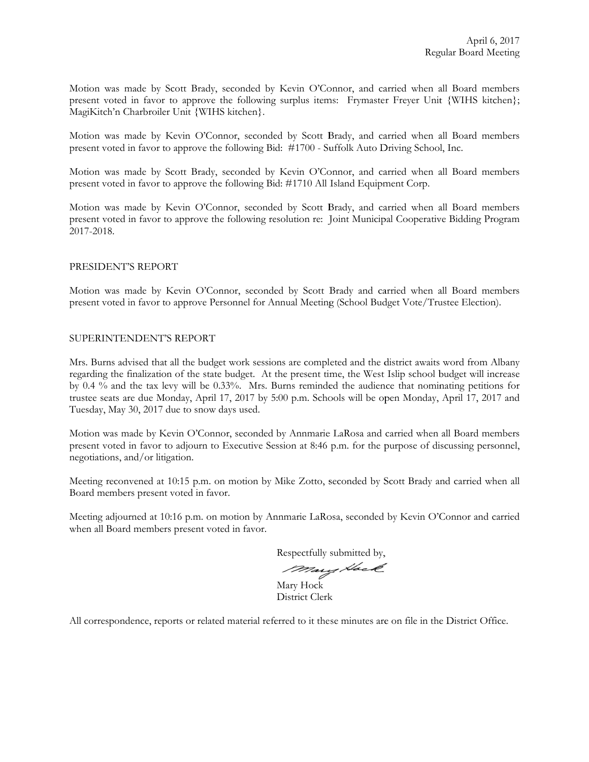Motion was made by Scott Brady, seconded by Kevin O'Connor, and carried when all Board members present voted in favor to approve the following surplus items: Frymaster Freyer Unit {WIHS kitchen}; MagiKitch'n Charbroiler Unit {WIHS kitchen}.

Motion was made by Kevin O'Connor, seconded by Scott Brady, and carried when all Board members present voted in favor to approve the following Bid: #1700 - Suffolk Auto Driving School, Inc.

Motion was made by Scott Brady, seconded by Kevin O'Connor, and carried when all Board members present voted in favor to approve the following Bid: #1710 All Island Equipment Corp.

Motion was made by Kevin O'Connor, seconded by Scott Brady, and carried when all Board members present voted in favor to approve the following resolution re: Joint Municipal Cooperative Bidding Program 2017-2018.

PRESIDENT'S REPORT

Motion was made by Kevin O'Connor, seconded by Scott Brady and carried when all Board members present voted in favor to approve Personnel for Annual Meeting (School Budget Vote/Trustee Election).

SUPERINTENDENT'S REPORT

Mrs. Burns advised that all the budget work sessions are completed and the district awaits word from Albany regarding the finalization of the state budget. At the present time, the West Islip school budget will increase by 0.4 % and the tax levy will be 0.33%. Mrs. Burns reminded the audience that nominating petitions for trustee seats are due Monday, April 17, 2017 by 5:00 p.m. Schools will be open Monday, April 17, 2017 and Tuesday, May 30, 2017 due to snow days used.

Motion was made by Kevin O'Connor, seconded by Annmarie LaRosa and carried when all Board members present voted in favor to adjourn to Executive Session at 8:46 p.m. for the purpose of discussing personnel, negotiations, and/or litigation.

Meeting reconvened at 10:15 p.m. on motion by Mike Zotto, seconded by Scott Brady and carried when all Board members present voted in favor.

Meeting adjourned at 10:16 p.m. on motion by Annmarie LaRosa, seconded by Kevin O'Connor and carried when all Board members present voted in favor.

Respectfully submitted by,

Mary Hock
District Clerk

All correspondence, reports or related material referred to it these minutes are on file in the District Office.